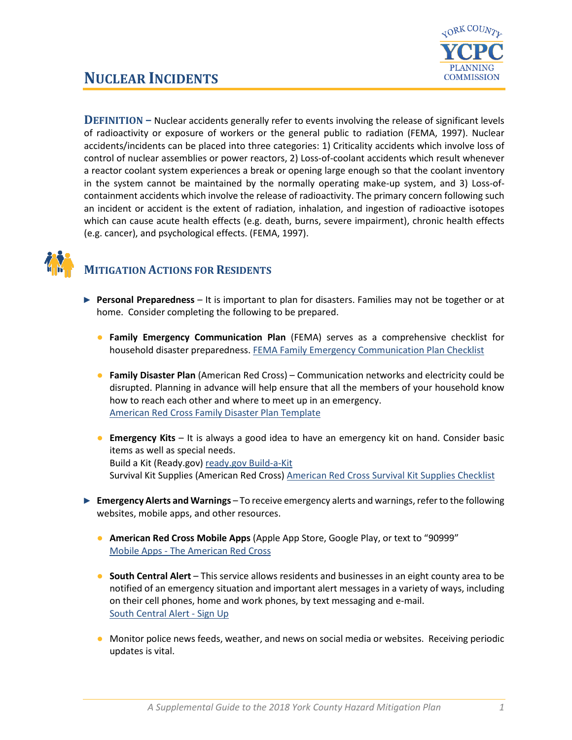# NUCLEAR INCIDENTS

**DEFINITION –** Nuclear accidents generally refer to events involving the release of significant levels of radioactivity or exposure of workers or the general public to radiation (FEMA, 1997). Nuclear accidents/incidents can be placed into three categories: 1) Criticality accidents which involve loss of control of nuclear assemblies or power reactors, 2) Loss-of-coolant accidents which result whenever a reactor coolant system experiences a break or opening large enough so that the coolant inventory in the system cannot be maintained by the normally operating make-up system, and 3) Loss-of-containment accidents which involve the release of radioactivity. The primary concern following such an incident or accident is the extent of radiation, inhalation, and ingestion of radioactive isotopes which can cause acute health effects (e.g. death, burns, severe impairment), chronic health effects (e.g. cancer), and psychological effects. (FEMA, 1997).

## MITIGATION ACTIONS FOR RESIDENTS

- **Personal Preparedness** – It is important to plan for disasters. Families may not be together or at home. Consider completing the following to be prepared.
  - **Family Emergency Communication Plan** (FEMA) serves as a comprehensive checklist for household disaster preparedness. FEMA Family Emergency Communication Plan Checklist
  - **Family Disaster Plan** (American Red Cross) – Communication networks and electricity could be disrupted. Planning in advance will help ensure that all the members of your household know how to reach each other and where to meet up in an emergency.
    American Red Cross Family Disaster Plan Template
  - **Emergency Kits** – It is always a good idea to have an emergency kit on hand. Consider basic items as well as special needs.
    Build a Kit (Ready.gov) ready.gov Build-a-Kit
    Survival Kit Supplies (American Red Cross) American Red Cross Survival Kit Supplies Checklist
- **Emergency Alerts and Warnings** – To receive emergency alerts and warnings, refer to the following websites, mobile apps, and other resources.
  - **American Red Cross Mobile Apps** (Apple App Store, Google Play, or text to "90999"
    Mobile Apps - The American Red Cross
  - **South Central Alert** – This service allows residents and businesses in an eight county area to be notified of an emergency situation and important alert messages in a variety of ways, including on their cell phones, home and work phones, by text messaging and e-mail.
    South Central Alert - Sign Up
  - Monitor police news feeds, weather, and news on social media or websites. Receiving periodic updates is vital.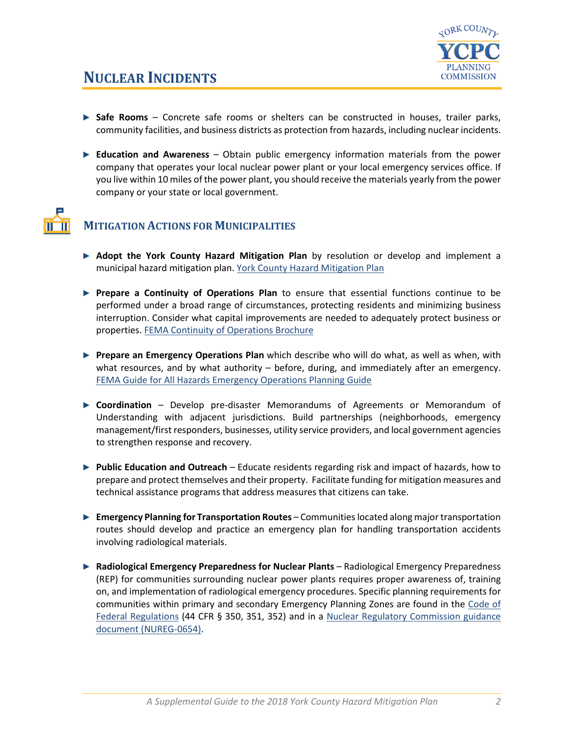# Nuclear Incidents

- **Safe Rooms** – Concrete safe rooms or shelters can be constructed in houses, trailer parks, community facilities, and business districts as protection from hazards, including nuclear incidents.

- **Education and Awareness** – Obtain public emergency information materials from the power company that operates your local nuclear power plant or your local emergency services office. If you live within 10 miles of the power plant, you should receive the materials yearly from the power company or your state or local government.

## Mitigation Actions for Municipalities

- **Adopt the York County Hazard Mitigation Plan** by resolution or develop and implement a municipal hazard mitigation plan. York County Hazard Mitigation Plan

- **Prepare a Continuity of Operations Plan** to ensure that essential functions continue to be performed under a broad range of circumstances, protecting residents and minimizing business interruption. Consider what capital improvements are needed to adequately protect business or properties. FEMA Continuity of Operations Brochure

- **Prepare an Emergency Operations Plan** which describe who will do what, as well as when, with what resources, and by what authority – before, during, and immediately after an emergency. FEMA Guide for All Hazards Emergency Operations Planning Guide

- **Coordination** – Develop pre-disaster Memorandums of Agreements or Memorandum of Understanding with adjacent jurisdictions. Build partnerships (neighborhoods, emergency management/first responders, businesses, utility service providers, and local government agencies to strengthen response and recovery.

- **Public Education and Outreach** – Educate residents regarding risk and impact of hazards, how to prepare and protect themselves and their property. Facilitate funding for mitigation measures and technical assistance programs that address measures that citizens can take.

- **Emergency Planning for Transportation Routes** – Communities located along major transportation routes should develop and practice an emergency plan for handling transportation accidents involving radiological materials.

- **Radiological Emergency Preparedness for Nuclear Plants** – Radiological Emergency Preparedness (REP) for communities surrounding nuclear power plants requires proper awareness of, training on, and implementation of radiological emergency procedures. Specific planning requirements for communities within primary and secondary Emergency Planning Zones are found in the Code of Federal Regulations (44 CFR § 350, 351, 352) and in a Nuclear Regulatory Commission guidance document (NUREG-0654).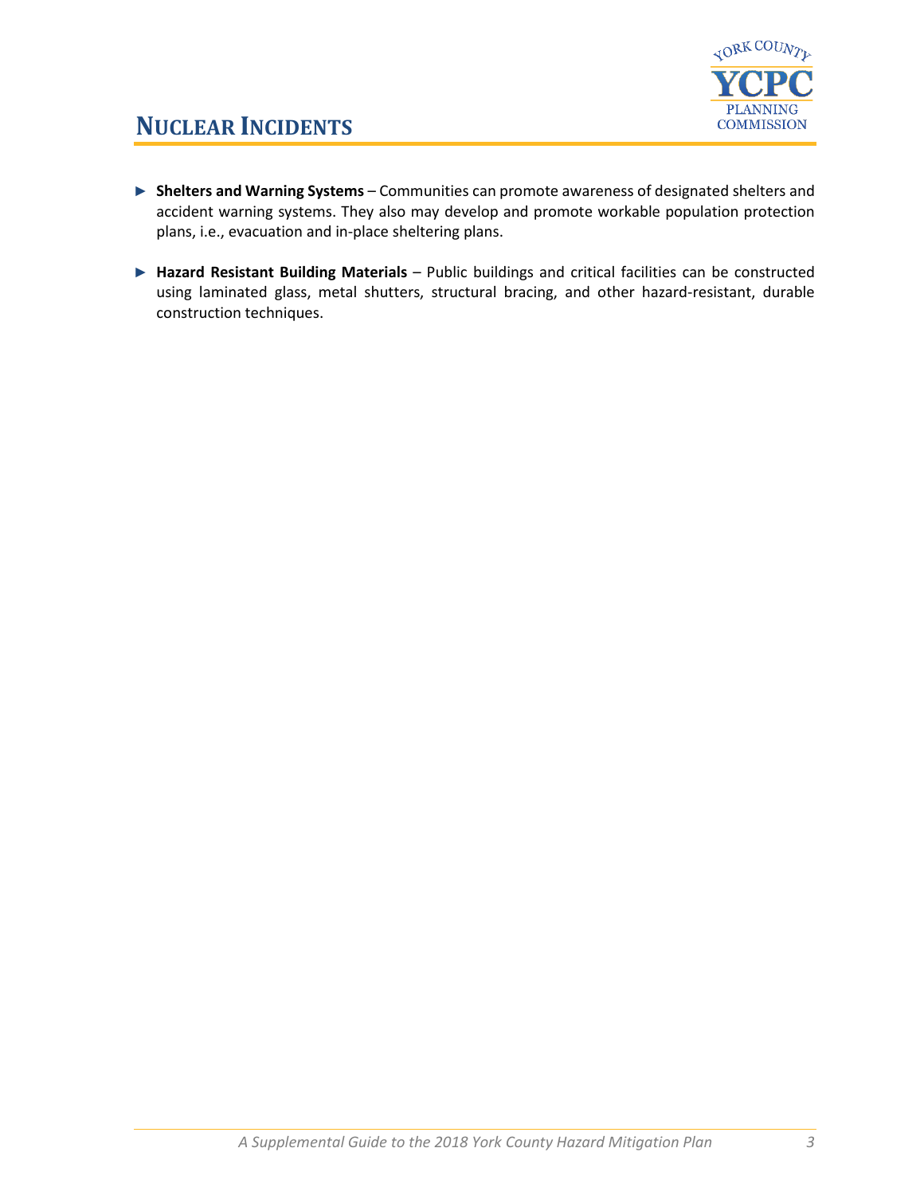# Nuclear Incidents

- **Shelters and Warning Systems** – Communities can promote awareness of designated shelters and accident warning systems. They also may develop and promote workable population protection plans, i.e., evacuation and in-place sheltering plans.

- **Hazard Resistant Building Materials** – Public buildings and critical facilities can be constructed using laminated glass, metal shutters, structural bracing, and other hazard-resistant, durable construction techniques.